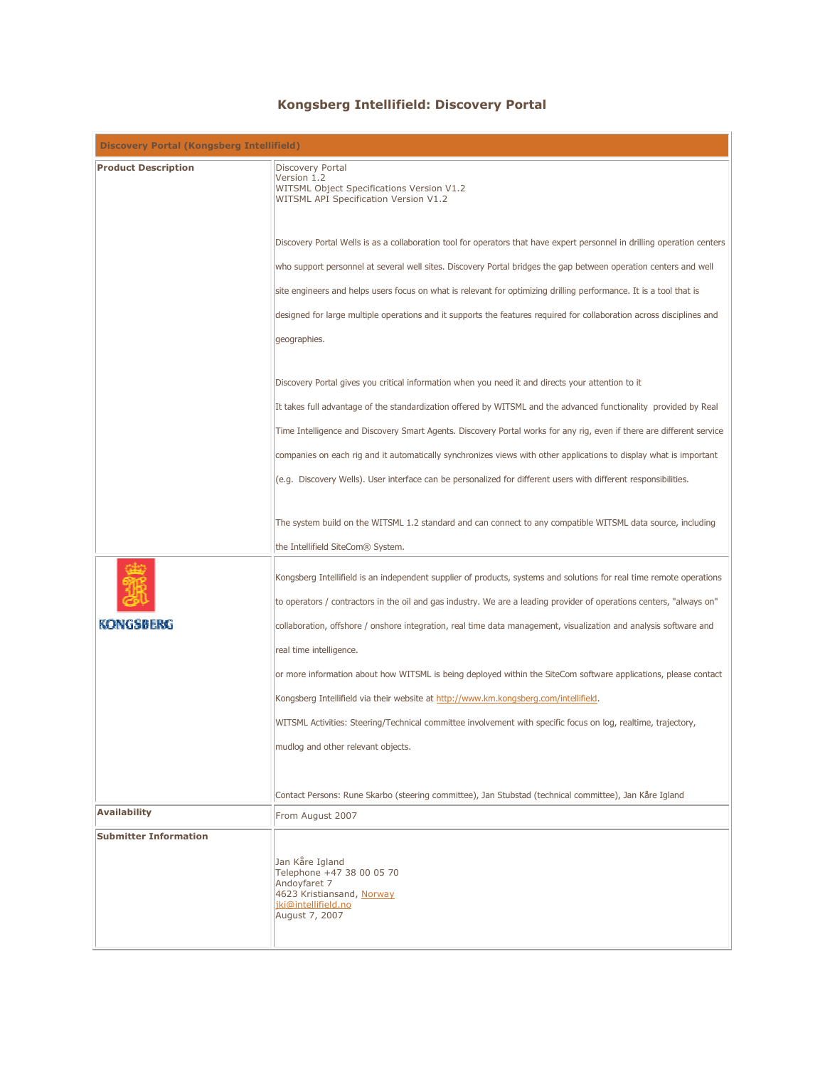# Kongsberg Intellifield: Discovery Portal

| Discovery Portal (Kongsberg Intellifield) | |
|---|---|
| **Product Description** | Discovery Portal<br>Version 1.2<br>WITSML Object Specifications Version V1.2<br>WITSML API Specification Version V1.2<br><br>Discovery Portal Wells is as a collaboration tool for operators that have expert personnel in drilling operation centers who support personnel at several well sites. Discovery Portal bridges the gap between operation centers and well site engineers and helps users focus on what is relevant for optimizing drilling performance. It is a tool that is designed for large multiple operations and it supports the features required for collaboration across disciplines and geographies.<br><br>Discovery Portal gives you critical information when you need it and directs your attention to it<br>It takes full advantage of the standardization offered by WITSML and the advanced functionality provided by Real Time Intelligence and Discovery Smart Agents. Discovery Portal works for any rig, even if there are different service companies on each rig and it automatically synchronizes views with other applications to display what is important (e.g. Discovery Wells). User interface can be personalized for different users with different responsibilities.<br><br>The system build on the WITSML 1.2 standard and can connect to any compatible WITSML data source, including the Intellifield SiteCom® System. |
| KONGSBERG | Kongsberg Intellifield is an independent supplier of products, systems and solutions for real time remote operations to operators / contractors in the oil and gas industry. We are a leading provider of operations centers, "always on" collaboration, offshore / onshore integration, real time data management, visualization and analysis software and real time intelligence.<br>or more information about how WITSML is being deployed within the SiteCom software applications, please contact Kongsberg Intellifield via their website at http://www.km.kongsberg.com/intellifield.<br>WITSML Activities: Steering/Technical committee involvement with specific focus on log, realtime, trajectory, mudlog and other relevant objects.<br><br>Contact Persons: Rune Skarbo (steering committee), Jan Stubstad (technical committee), Jan Kåre Igland |
| **Availability** | From August 2007 |
| **Submitter Information** | Jan Kåre Igland<br>Telephone +47 38 00 05 70<br>Andoyfaret 7<br>4623 Kristiansand, Norway<br>jki@intellifield.no<br>August 7, 2007 |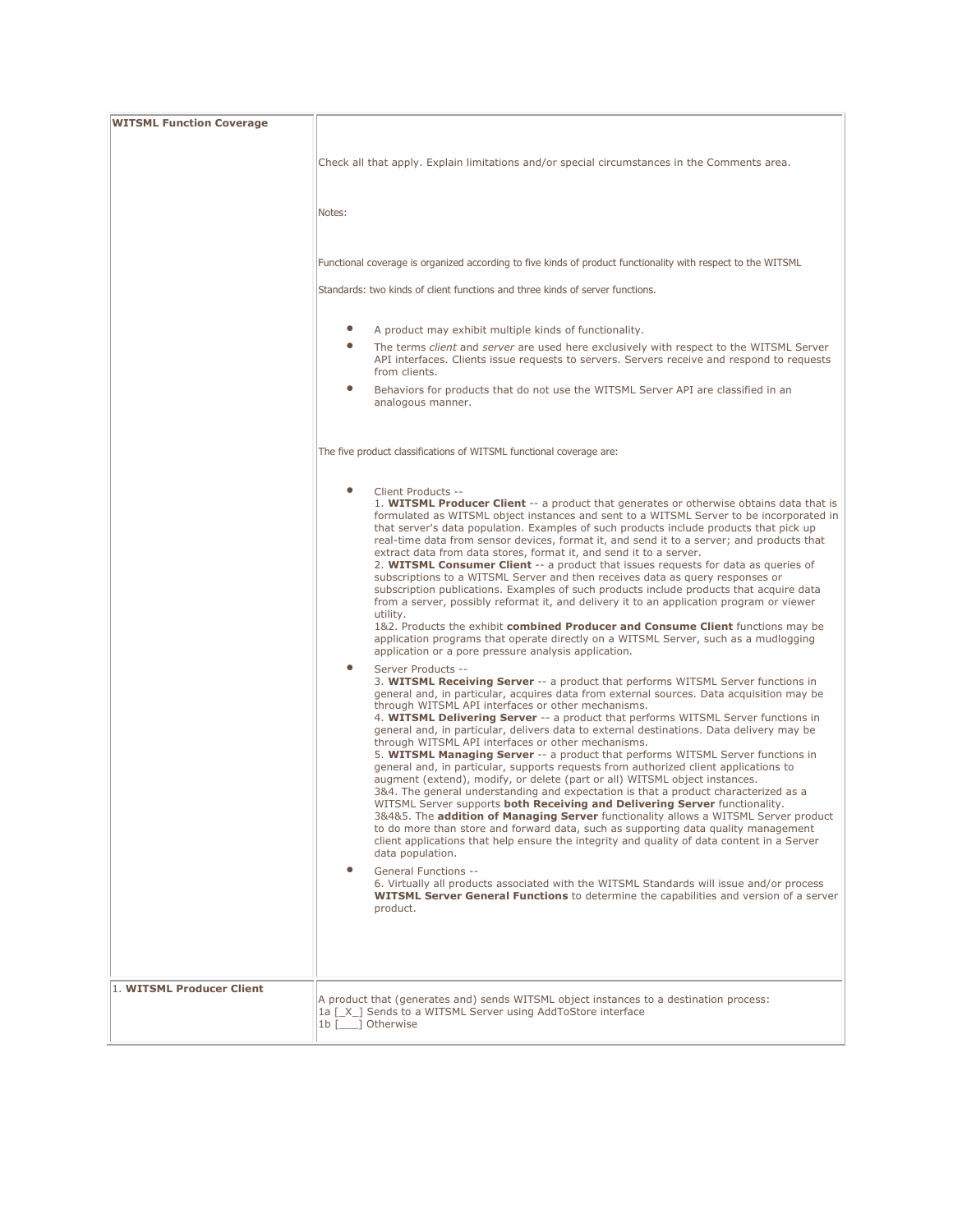| **WITSML Function Coverage** | Check all that apply. Explain limitations and/or special circumstances in the Comments area.<br><br>Notes:<br><br>Functional coverage is organized according to five kinds of product functionality with respect to the WITSML<br><br>Standards: two kinds of client functions and three kinds of server functions.<br><br>• A product may exhibit multiple kinds of functionality.<br>• The terms *client* and *server* are used here exclusively with respect to the WITSML Server API interfaces. Clients issue requests to servers. Servers receive and respond to requests from clients.<br>• Behaviors for products that do not use the WITSML Server API are classified in an analogous manner.<br><br>The five product classifications of WITSML functional coverage are:<br><br>• Client Products --<br>1. **WITSML Producer Client** -- a product that generates or otherwise obtains data that is formulated as WITSML object instances and sent to a WITSML Server to be incorporated in that server's data population. Examples of such products include products that pick up real-time data from sensor devices, format it, and send it to a server; and products that extract data from data stores, format it, and send it to a server.<br>2. **WITSML Consumer Client** -- a product that issues requests for data as queries of subscriptions to a WITSML Server and then receives data as query responses or subscription publications. Examples of such products include products that acquire data from a server, possibly reformat it, and delivery it to an application program or viewer utility.<br>1&2. Products the exhibit **combined Producer and Consume Client** functions may be application programs that operate directly on a WITSML Server, such as a mudlogging application or a pore pressure analysis application.<br>• Server Products --<br>3. **WITSML Receiving Server** -- a product that performs WITSML Server functions in general and, in particular, acquires data from external sources. Data acquisition may be through WITSML API interfaces or other mechanisms.<br>4. **WITSML Delivering Server** -- a product that performs WITSML Server functions in general and, in particular, delivers data to external destinations. Data delivery may be through WITSML API interfaces or other mechanisms.<br>5. **WITSML Managing Server** -- a product that performs WITSML Server functions in general and, in particular, supports requests from authorized client applications to augment (extend), modify, or delete (part or all) WITSML object instances.<br>3&4. The general understanding and expectation is that a product characterized as a WITSML Server supports **both Receiving and Delivering Server** functionality.<br>3&4&5. The **addition of Managing Server** functionality allows a WITSML Server product to do more than store and forward data, such as supporting data quality management client applications that help ensure the integrity and quality of data content in a Server data population.<br>• General Functions --<br>6. Virtually all products associated with the WITSML Standards will issue and/or process **WITSML Server General Functions** to determine the capabilities and version of a server product. |
|---|---|
| 1. **WITSML Producer Client** | A product that (generates and) sends WITSML object instances to a destination process:<br>1a [_X_] Sends to a WITSML Server using AddToStore interface<br>1b [___] Otherwise |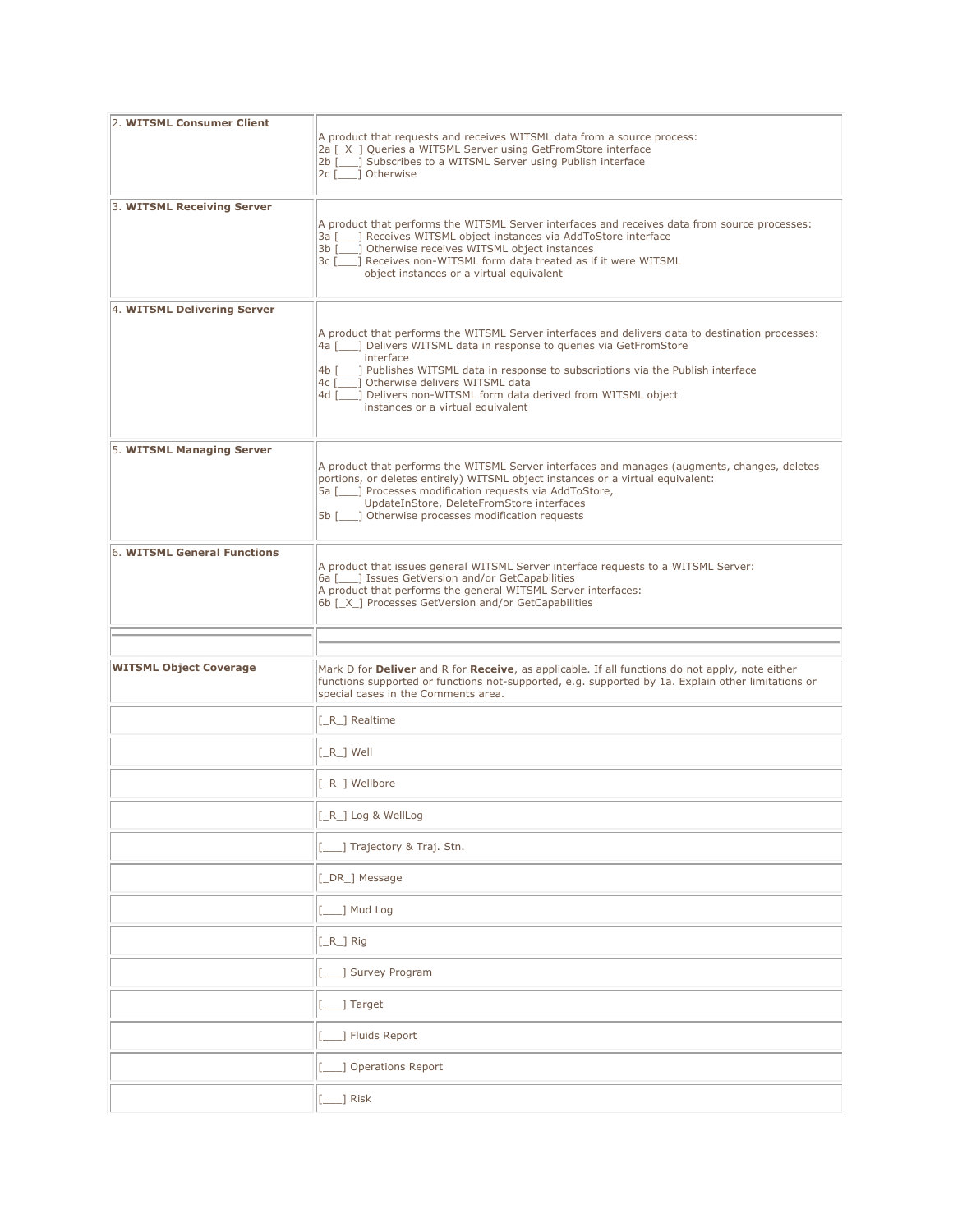| | |
|---|---|
| 2. **WITSML Consumer Client** | A product that requests and receives WITSML data from a source process:<br>2a [_X_] Queries a WITSML Server using GetFromStore interface<br>2b [___] Subscribes to a WITSML Server using Publish interface<br>2c [___] Otherwise |
| 3. **WITSML Receiving Server** | A product that performs the WITSML Server interfaces and receives data from source processes:<br>3a [___] Receives WITSML object instances via AddToStore interface<br>3b [___] Otherwise receives WITSML object instances<br>3c [___] Receives non-WITSML form data treated as if it were WITSML object instances or a virtual equivalent |
| 4. **WITSML Delivering Server** | A product that performs the WITSML Server interfaces and delivers data to destination processes:<br>4a [___] Delivers WITSML data in response to queries via GetFromStore interface<br>4b [___] Publishes WITSML data in response to subscriptions via the Publish interface<br>4c [___] Otherwise delivers WITSML data<br>4d [___] Delivers non-WITSML form data derived from WITSML object instances or a virtual equivalent |
| 5. **WITSML Managing Server** | A product that performs the WITSML Server interfaces and manages (augments, changes, deletes portions, or deletes entirely) WITSML object instances or a virtual equivalent:<br>5a [___] Processes modification requests via AddToStore, UpdateInStore, DeleteFromStore interfaces<br>5b [___] Otherwise processes modification requests |
| 6. **WITSML General Functions** | A product that issues general WITSML Server interface requests to a WITSML Server:<br>6a [___] Issues GetVersion and/or GetCapabilities<br>A product that performs the general WITSML Server interfaces:<br>6b [_X_] Processes GetVersion and/or GetCapabilities |
| | |
| **WITSML Object Coverage** | Mark D for **Deliver** and R for **Receive**, as applicable. If all functions do not apply, note either functions supported or functions not-supported, e.g. supported by 1a. Explain other limitations or special cases in the Comments area. |
| | [_R_] Realtime |
| | [_R_] Well |
| | [_R_] Wellbore |
| | [_R_] Log & WellLog |
| | [___] Trajectory & Traj. Stn. |
| | [_DR_] Message |
| | [___] Mud Log |
| | [_R_] Rig |
| | [___] Survey Program |
| | [___] Target |
| | [___] Fluids Report |
| | [___] Operations Report |
| | [___] Risk |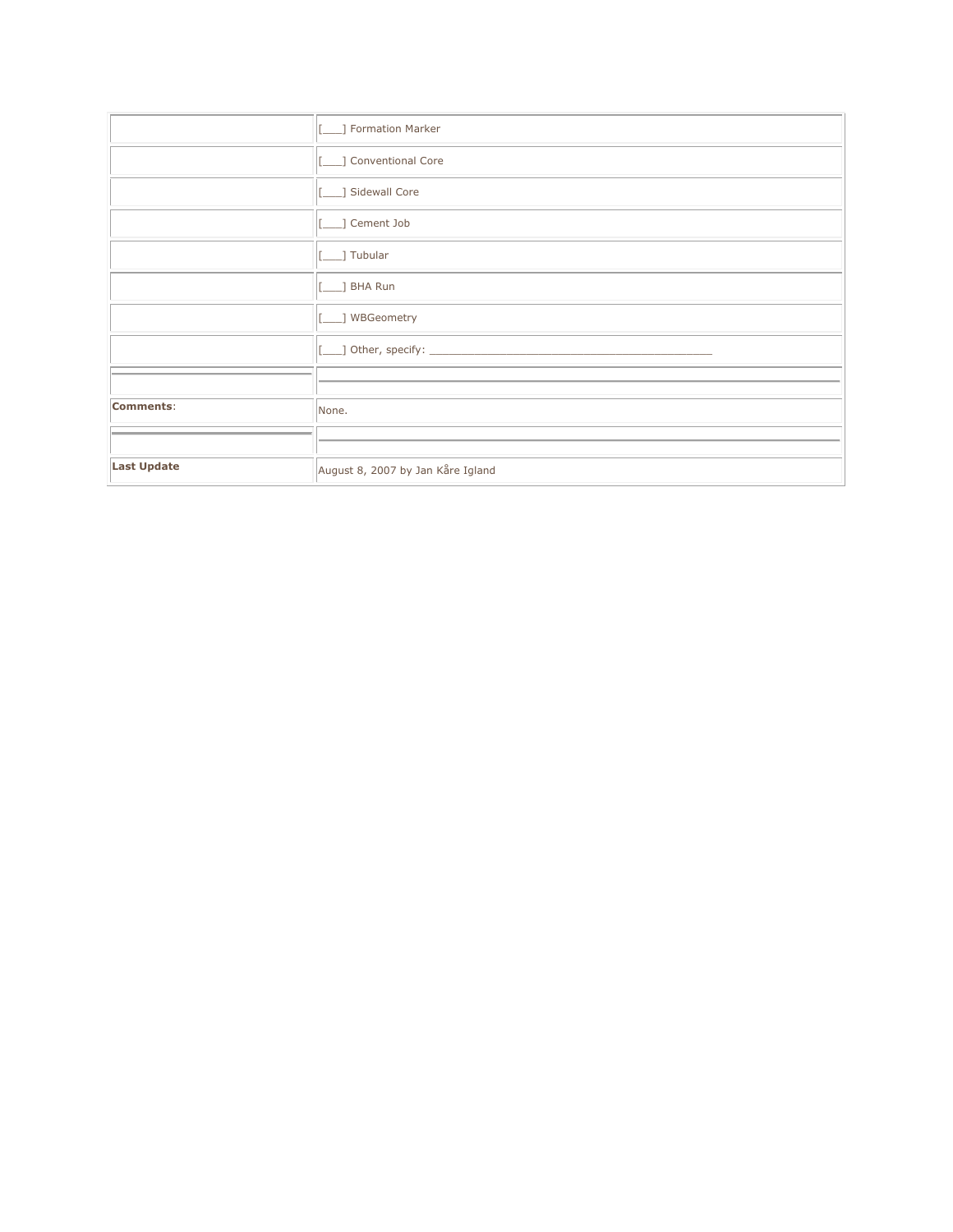| | |
|---|---|
| | [___] Formation Marker |
| | [___] Conventional Core |
| | [___] Sidewall Core |
| | [___] Cement Job |
| | [___] Tubular |
| | [___] BHA Run |
| | [___] WBGeometry |
| | [___] Other, specify: _____________________________________________ |
| | |
| **Comments**: | None. |
| | |
| **Last Update** | August 8, 2007 by Jan Kåre Igland |